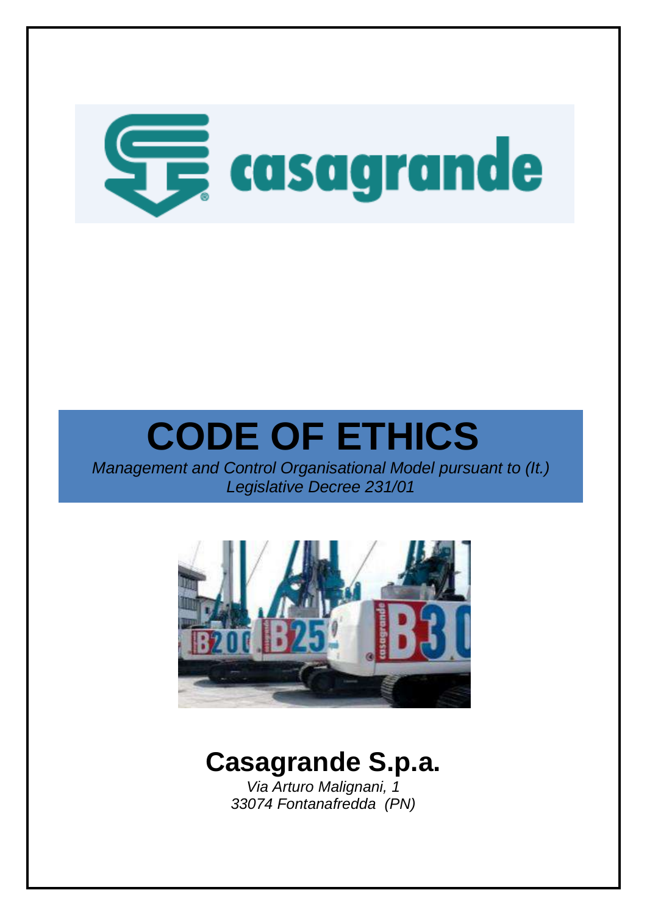# CODE OF ETHICS

*Management and Control Organisational Model pursuant to (It.) Legislative Decree 231/01*

## Casagrande S.p.a.

*Via Arturo Malignani, 1*
*33074 Fontanafredda (PN)*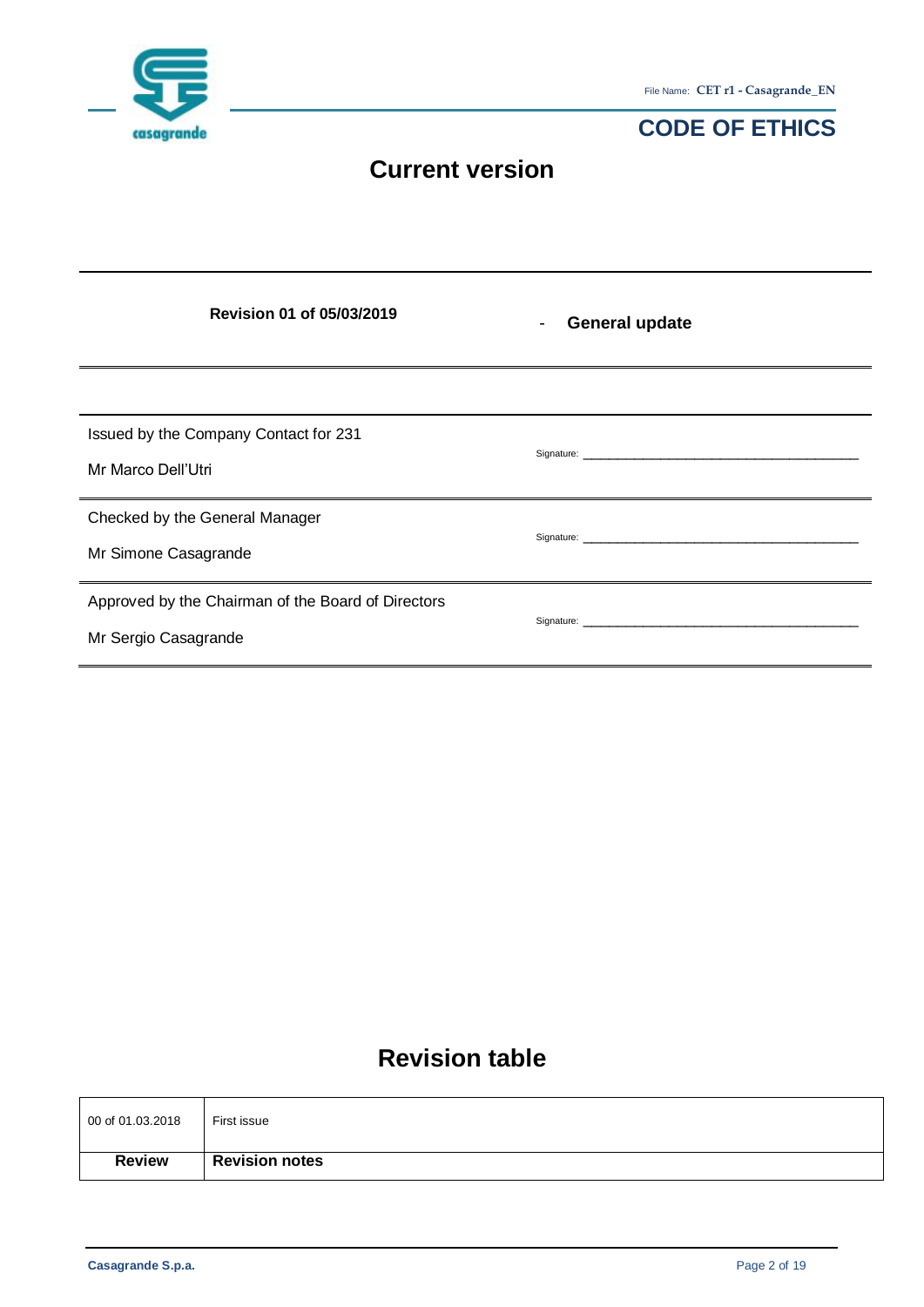# Current version

| Revision 01 of 05/03/2019 | - **General update** |
|---|---|

| | |
|---|---|
| Issued by the Company Contact for 231<br>Mr Marco Dell'Utri | Signature: ______________________________ |
| Checked by the General Manager<br>Mr Simone Casagrande | Signature: ______________________________ |
| Approved by the Chairman of the Board of Directors<br>Mr Sergio Casagrande | Signature: ______________________________ |

# Revision table

| Review | Revision notes |
|---|---|
| 00 of 01.03.2018 | First issue |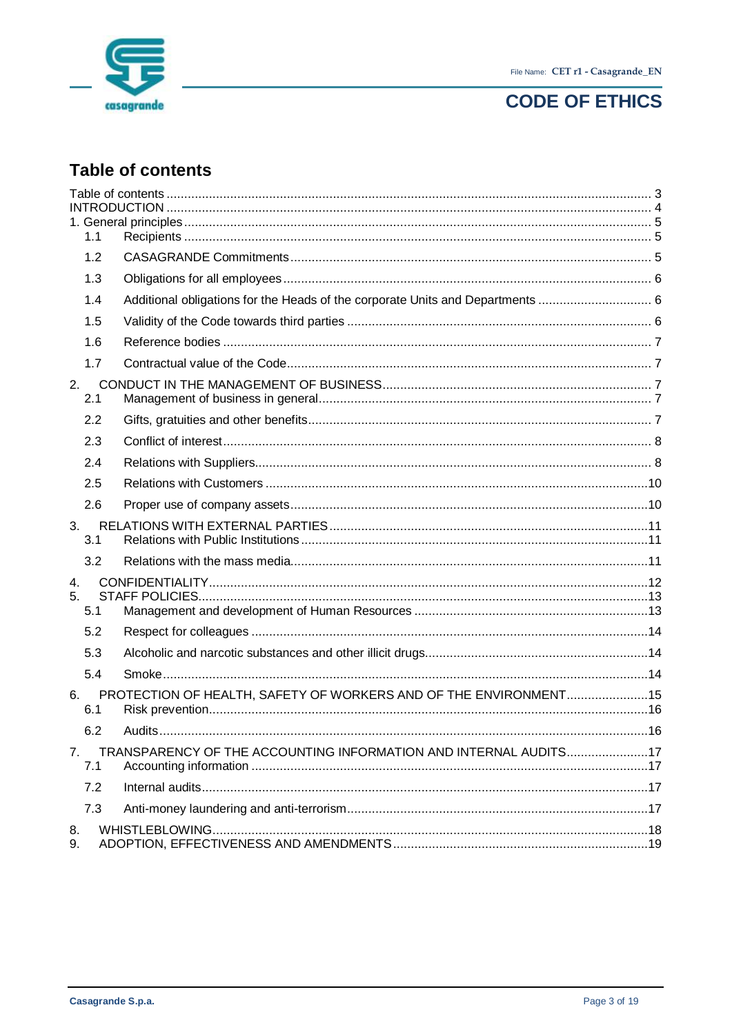# Table of contents

Table of contents ........................................................................................................ 3
INTRODUCTION ........................................................................................................ 4
1. General principles ................................................................................................... 5
- 1.1 Recipients ........................................................................................................ 5
- 1.2 CASAGRANDE Commitments ........................................................................... 5
- 1.3 Obligations for all employees ............................................................................ 6
- 1.4 Additional obligations for the Heads of the corporate Units and Departments ................ 6
- 1.5 Validity of the Code towards third parties .......................................................... 6
- 1.6 Reference bodies ............................................................................................. 7
- 1.7 Contractual value of the Code ........................................................................... 7

2. CONDUCT IN THE MANAGEMENT OF BUSINESS ........................................................... 7
- 2.1 Management of business in general .................................................................. 7
- 2.2 Gifts, gratuities and other benefits ..................................................................... 7
- 2.3 Conflict of interest ............................................................................................ 8
- 2.4 Relations with Suppliers .................................................................................... 8
- 2.5 Relations with Customers ................................................................................ 10
- 2.6 Proper use of company assets .......................................................................... 10

3. RELATIONS WITH EXTERNAL PARTIES .................................................................... 11
- 3.1 Relations with Public Institutions ...................................................................... 11
- 3.2 Relations with the mass media .......................................................................... 11

4. CONFIDENTIALITY ................................................................................................ 12
5. STAFF POLICIES .................................................................................................. 13
- 5.1 Management and development of Human Resources .......................................... 13
- 5.2 Respect for colleagues ..................................................................................... 14
- 5.3 Alcoholic and narcotic substances and other illicit drugs ........................................ 14
- 5.4 Smoke ............................................................................................................ 14

6. PROTECTION OF HEALTH, SAFETY OF WORKERS AND OF THE ENVIRONMENT ................. 15
- 6.1 Risk prevention ............................................................................................... 16
- 6.2 Audits ............................................................................................................. 16

7. TRANSPARENCY OF THE ACCOUNTING INFORMATION AND INTERNAL AUDITS ................. 17
- 7.1 Accounting information .................................................................................... 17
- 7.2 Internal audits ................................................................................................. 17
- 7.3 Anti-money laundering and anti-terrorism .......................................................... 17

8. WHISTLEBLOWING ................................................................................................ 18
9. ADOPTION, EFFECTIVENESS AND AMENDMENTS ........................................................ 19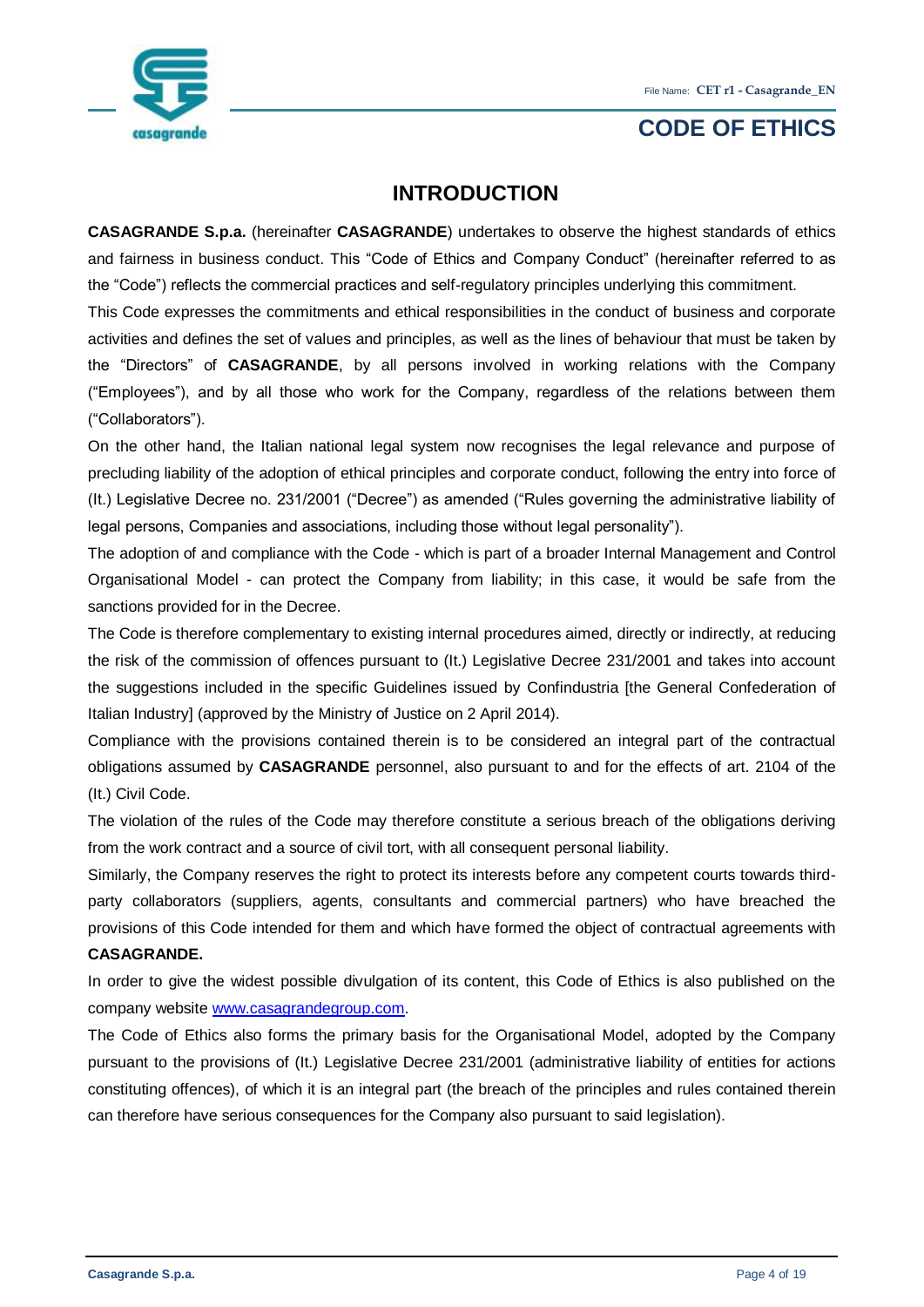# INTRODUCTION

**CASAGRANDE S.p.a.** (hereinafter **CASAGRANDE**) undertakes to observe the highest standards of ethics and fairness in business conduct. This "Code of Ethics and Company Conduct" (hereinafter referred to as the "Code") reflects the commercial practices and self-regulatory principles underlying this commitment.

This Code expresses the commitments and ethical responsibilities in the conduct of business and corporate activities and defines the set of values and principles, as well as the lines of behaviour that must be taken by the "Directors" of **CASAGRANDE**, by all persons involved in working relations with the Company ("Employees"), and by all those who work for the Company, regardless of the relations between them ("Collaborators").

On the other hand, the Italian national legal system now recognises the legal relevance and purpose of precluding liability of the adoption of ethical principles and corporate conduct, following the entry into force of (It.) Legislative Decree no. 231/2001 ("Decree") as amended ("Rules governing the administrative liability of legal persons, Companies and associations, including those without legal personality").

The adoption of and compliance with the Code - which is part of a broader Internal Management and Control Organisational Model - can protect the Company from liability; in this case, it would be safe from the sanctions provided for in the Decree.

The Code is therefore complementary to existing internal procedures aimed, directly or indirectly, at reducing the risk of the commission of offences pursuant to (It.) Legislative Decree 231/2001 and takes into account the suggestions included in the specific Guidelines issued by Confindustria [the General Confederation of Italian Industry] (approved by the Ministry of Justice on 2 April 2014).

Compliance with the provisions contained therein is to be considered an integral part of the contractual obligations assumed by **CASAGRANDE** personnel, also pursuant to and for the effects of art. 2104 of the (It.) Civil Code.

The violation of the rules of the Code may therefore constitute a serious breach of the obligations deriving from the work contract and a source of civil tort, with all consequent personal liability.

Similarly, the Company reserves the right to protect its interests before any competent courts towards third-party collaborators (suppliers, agents, consultants and commercial partners) who have breached the provisions of this Code intended for them and which have formed the object of contractual agreements with **CASAGRANDE.**

In order to give the widest possible divulgation of its content, this Code of Ethics is also published on the company website www.casagrandegroup.com.

The Code of Ethics also forms the primary basis for the Organisational Model, adopted by the Company pursuant to the provisions of (It.) Legislative Decree 231/2001 (administrative liability of entities for actions constituting offences), of which it is an integral part (the breach of the principles and rules contained therein can therefore have serious consequences for the Company also pursuant to said legislation).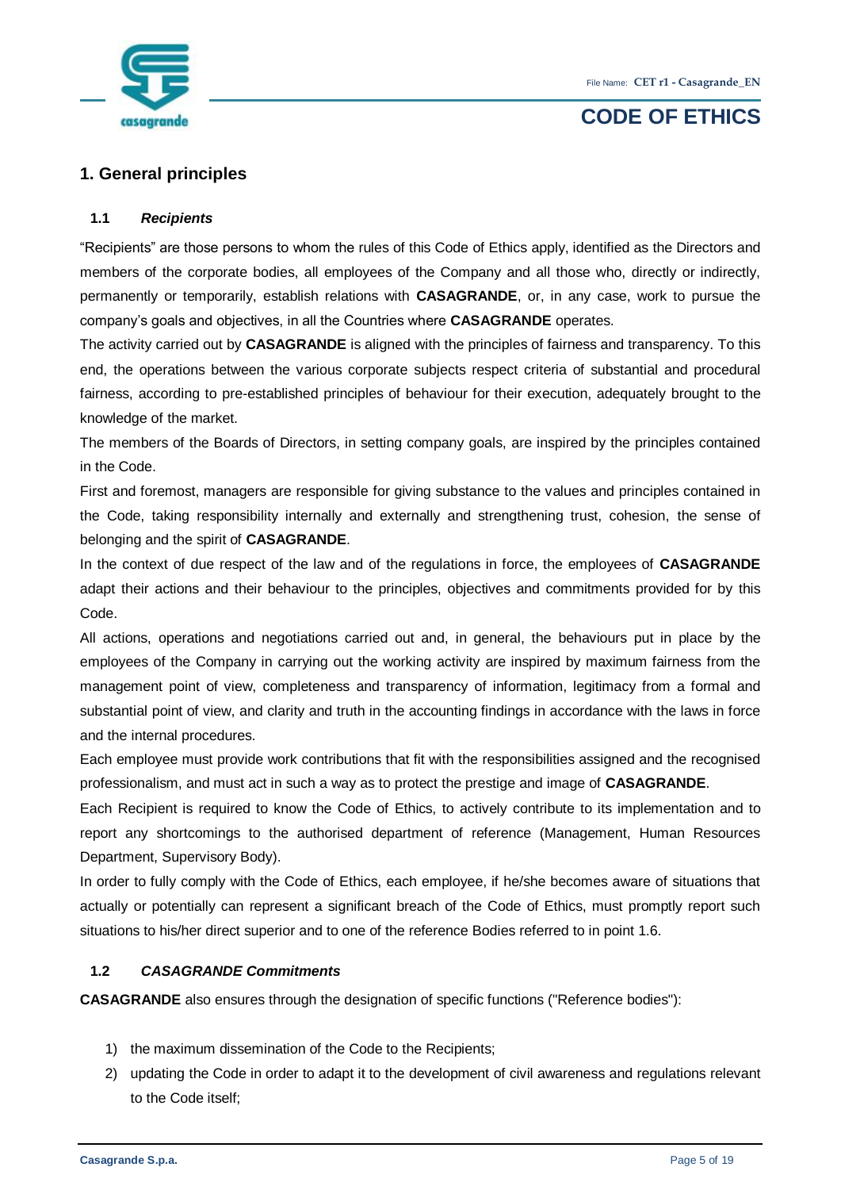## 1. General principles

### 1.1 *Recipients*

"Recipients" are those persons to whom the rules of this Code of Ethics apply, identified as the Directors and members of the corporate bodies, all employees of the Company and all those who, directly or indirectly, permanently or temporarily, establish relations with **CASAGRANDE**, or, in any case, work to pursue the company's goals and objectives, in all the Countries where **CASAGRANDE** operates.

The activity carried out by **CASAGRANDE** is aligned with the principles of fairness and transparency. To this end, the operations between the various corporate subjects respect criteria of substantial and procedural fairness, according to pre-established principles of behaviour for their execution, adequately brought to the knowledge of the market.

The members of the Boards of Directors, in setting company goals, are inspired by the principles contained in the Code.

First and foremost, managers are responsible for giving substance to the values and principles contained in the Code, taking responsibility internally and externally and strengthening trust, cohesion, the sense of belonging and the spirit of **CASAGRANDE**.

In the context of due respect of the law and of the regulations in force, the employees of **CASAGRANDE** adapt their actions and their behaviour to the principles, objectives and commitments provided for by this Code.

All actions, operations and negotiations carried out and, in general, the behaviours put in place by the employees of the Company in carrying out the working activity are inspired by maximum fairness from the management point of view, completeness and transparency of information, legitimacy from a formal and substantial point of view, and clarity and truth in the accounting findings in accordance with the laws in force and the internal procedures.

Each employee must provide work contributions that fit with the responsibilities assigned and the recognised professionalism, and must act in such a way as to protect the prestige and image of **CASAGRANDE**.

Each Recipient is required to know the Code of Ethics, to actively contribute to its implementation and to report any shortcomings to the authorised department of reference (Management, Human Resources Department, Supervisory Body).

In order to fully comply with the Code of Ethics, each employee, if he/she becomes aware of situations that actually or potentially can represent a significant breach of the Code of Ethics, must promptly report such situations to his/her direct superior and to one of the reference Bodies referred to in point 1.6.

### 1.2 *CASAGRANDE Commitments*

**CASAGRANDE** also ensures through the designation of specific functions ("Reference bodies"):

1) the maximum dissemination of the Code to the Recipients;
2) updating the Code in order to adapt it to the development of civil awareness and regulations relevant to the Code itself;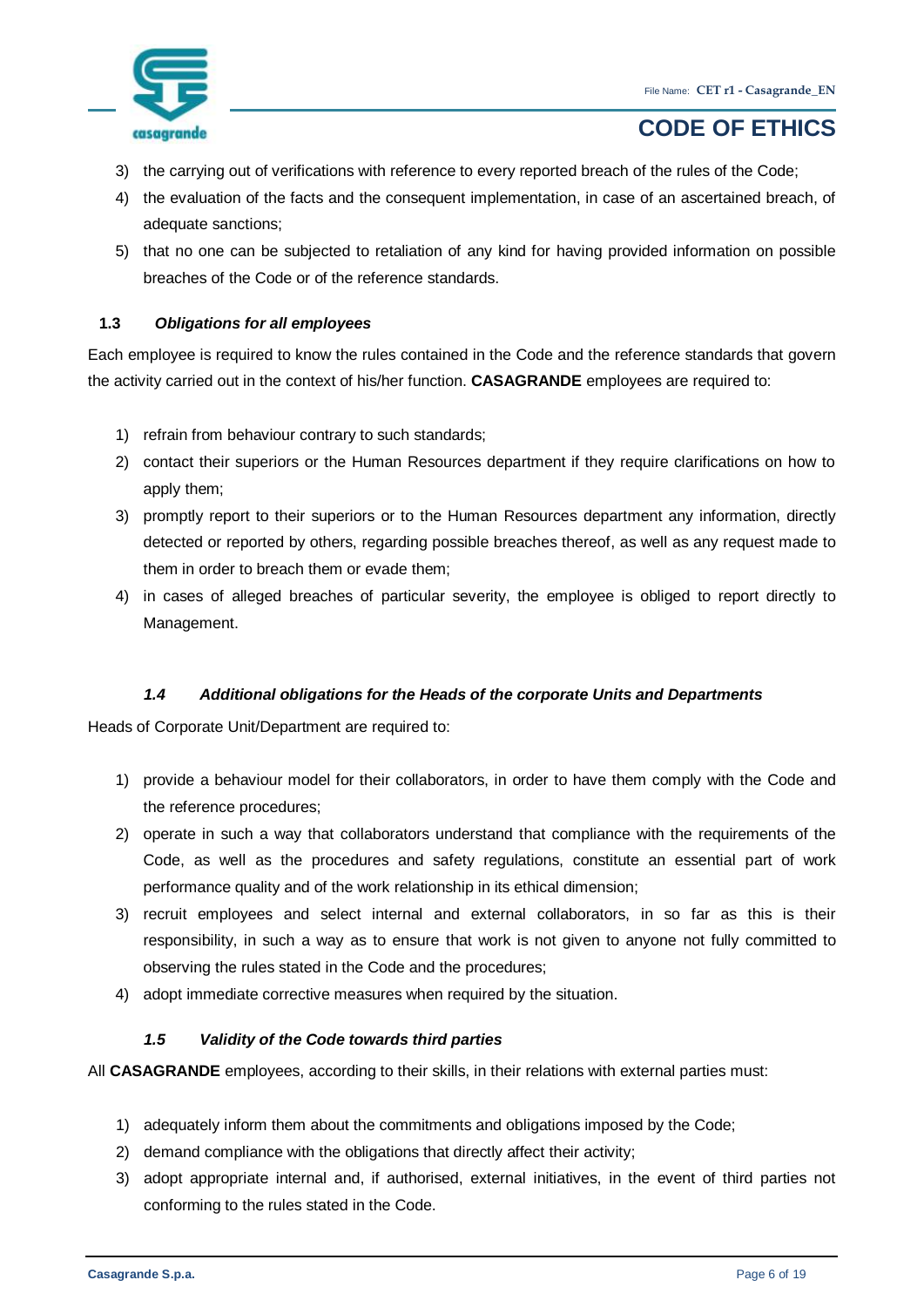3) the carrying out of verifications with reference to every reported breach of the rules of the Code;
4) the evaluation of the facts and the consequent implementation, in case of an ascertained breach, of adequate sanctions;
5) that no one can be subjected to retaliation of any kind for having provided information on possible breaches of the Code or of the reference standards.

### 1.3 *Obligations for all employees*

Each employee is required to know the rules contained in the Code and the reference standards that govern the activity carried out in the context of his/her function. **CASAGRANDE** employees are required to:

1) refrain from behaviour contrary to such standards;
2) contact their superiors or the Human Resources department if they require clarifications on how to apply them;
3) promptly report to their superiors or to the Human Resources department any information, directly detected or reported by others, regarding possible breaches thereof, as well as any request made to them in order to breach them or evade them;
4) in cases of alleged breaches of particular severity, the employee is obliged to report directly to Management.

### *1.4 Additional obligations for the Heads of the corporate Units and Departments*

Heads of Corporate Unit/Department are required to:

1) provide a behaviour model for their collaborators, in order to have them comply with the Code and the reference procedures;
2) operate in such a way that collaborators understand that compliance with the requirements of the Code, as well as the procedures and safety regulations, constitute an essential part of work performance quality and of the work relationship in its ethical dimension;
3) recruit employees and select internal and external collaborators, in so far as this is their responsibility, in such a way as to ensure that work is not given to anyone not fully committed to observing the rules stated in the Code and the procedures;
4) adopt immediate corrective measures when required by the situation.

### *1.5 Validity of the Code towards third parties*

All **CASAGRANDE** employees, according to their skills, in their relations with external parties must:

1) adequately inform them about the commitments and obligations imposed by the Code;
2) demand compliance with the obligations that directly affect their activity;
3) adopt appropriate internal and, if authorised, external initiatives, in the event of third parties not conforming to the rules stated in the Code.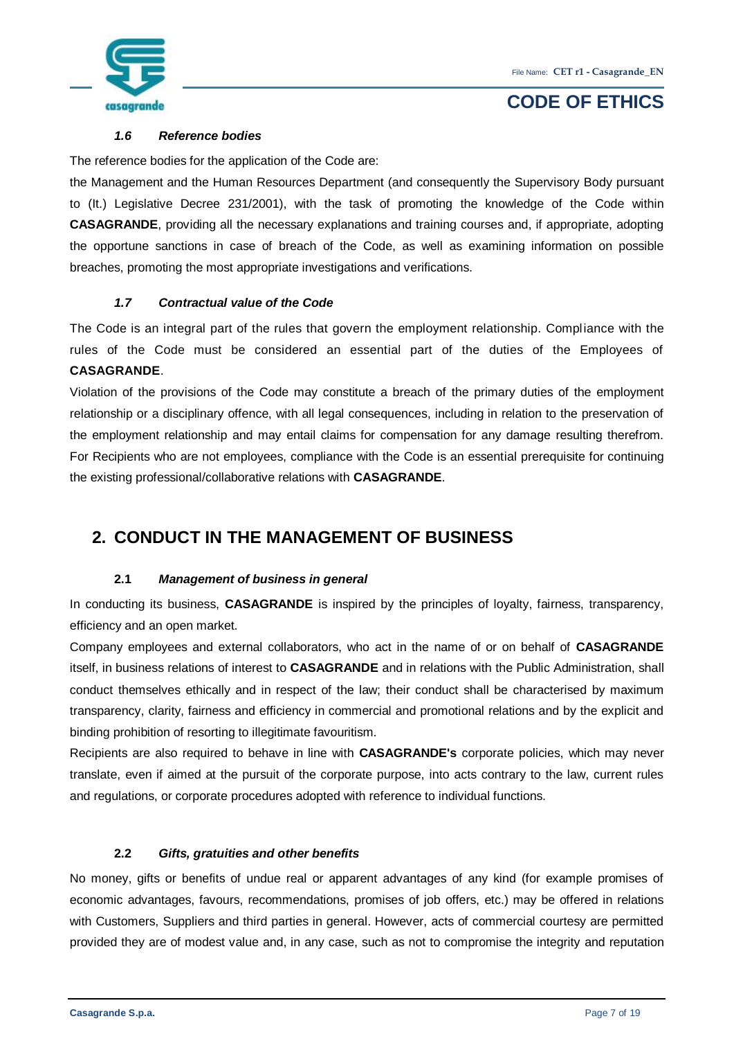### *1.6 Reference bodies*

The reference bodies for the application of the Code are:

the Management and the Human Resources Department (and consequently the Supervisory Body pursuant to (It.) Legislative Decree 231/2001), with the task of promoting the knowledge of the Code within **CASAGRANDE**, providing all the necessary explanations and training courses and, if appropriate, adopting the opportune sanctions in case of breach of the Code, as well as examining information on possible breaches, promoting the most appropriate investigations and verifications.

### *1.7 Contractual value of the Code*

The Code is an integral part of the rules that govern the employment relationship. Compliance with the rules of the Code must be considered an essential part of the duties of the Employees of **CASAGRANDE**.

Violation of the provisions of the Code may constitute a breach of the primary duties of the employment relationship or a disciplinary offence, with all legal consequences, including in relation to the preservation of the employment relationship and may entail claims for compensation for any damage resulting therefrom. For Recipients who are not employees, compliance with the Code is an essential prerequisite for continuing the existing professional/collaborative relations with **CASAGRANDE**.

## 2. CONDUCT IN THE MANAGEMENT OF BUSINESS

### 2.1 *Management of business in general*

In conducting its business, **CASAGRANDE** is inspired by the principles of loyalty, fairness, transparency, efficiency and an open market.

Company employees and external collaborators, who act in the name of or on behalf of **CASAGRANDE** itself, in business relations of interest to **CASAGRANDE** and in relations with the Public Administration, shall conduct themselves ethically and in respect of the law; their conduct shall be characterised by maximum transparency, clarity, fairness and efficiency in commercial and promotional relations and by the explicit and binding prohibition of resorting to illegitimate favouritism.

Recipients are also required to behave in line with **CASAGRANDE's** corporate policies, which may never translate, even if aimed at the pursuit of the corporate purpose, into acts contrary to the law, current rules and regulations, or corporate procedures adopted with reference to individual functions.

### 2.2 *Gifts, gratuities and other benefits*

No money, gifts or benefits of undue real or apparent advantages of any kind (for example promises of economic advantages, favours, recommendations, promises of job offers, etc.) may be offered in relations with Customers, Suppliers and third parties in general. However, acts of commercial courtesy are permitted provided they are of modest value and, in any case, such as not to compromise the integrity and reputation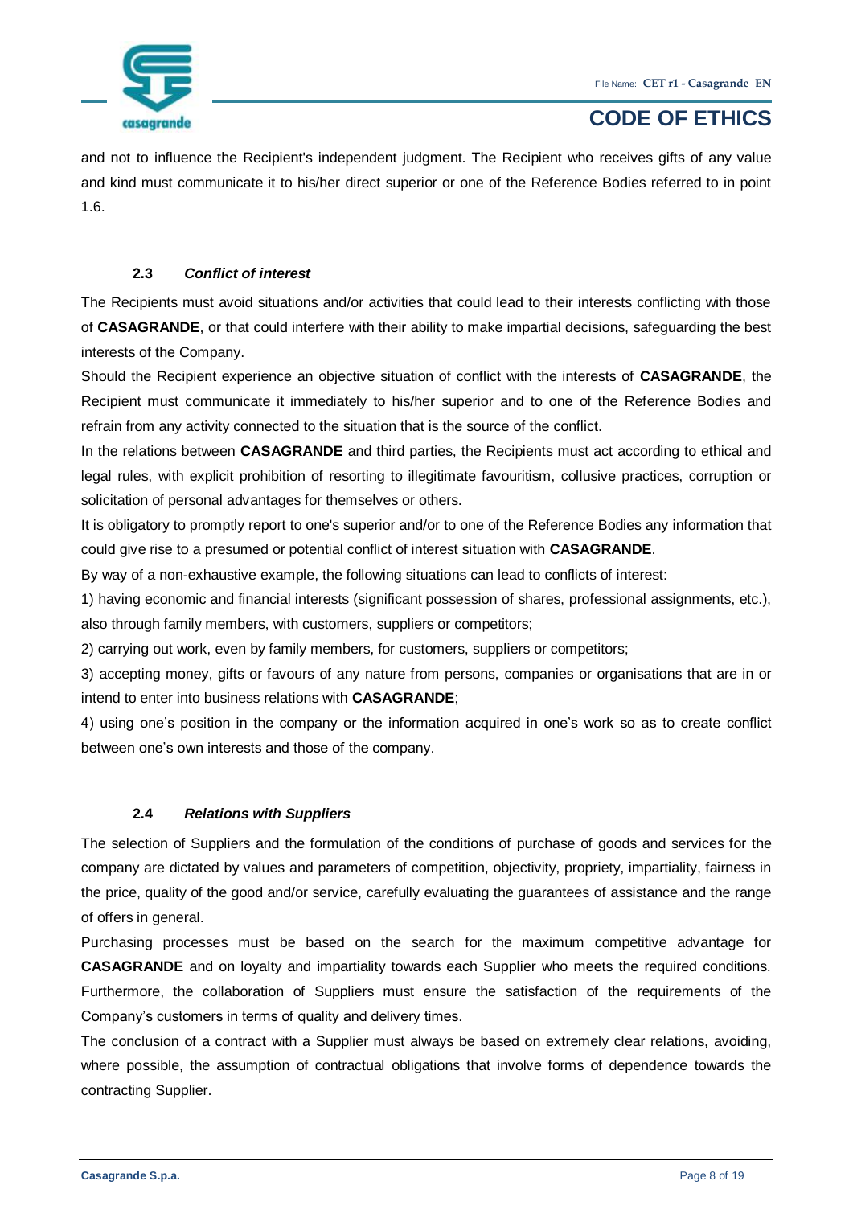and not to influence the Recipient's independent judgment. The Recipient who receives gifts of any value and kind must communicate it to his/her direct superior or one of the Reference Bodies referred to in point 1.6.

### 2.3 *Conflict of interest*

The Recipients must avoid situations and/or activities that could lead to their interests conflicting with those of **CASAGRANDE**, or that could interfere with their ability to make impartial decisions, safeguarding the best interests of the Company.

Should the Recipient experience an objective situation of conflict with the interests of **CASAGRANDE**, the Recipient must communicate it immediately to his/her superior and to one of the Reference Bodies and refrain from any activity connected to the situation that is the source of the conflict.

In the relations between **CASAGRANDE** and third parties, the Recipients must act according to ethical and legal rules, with explicit prohibition of resorting to illegitimate favouritism, collusive practices, corruption or solicitation of personal advantages for themselves or others.

It is obligatory to promptly report to one's superior and/or to one of the Reference Bodies any information that could give rise to a presumed or potential conflict of interest situation with **CASAGRANDE**.

By way of a non-exhaustive example, the following situations can lead to conflicts of interest:

1) having economic and financial interests (significant possession of shares, professional assignments, etc.), also through family members, with customers, suppliers or competitors;

2) carrying out work, even by family members, for customers, suppliers or competitors;

3) accepting money, gifts or favours of any nature from persons, companies or organisations that are in or intend to enter into business relations with **CASAGRANDE**;

4) using one's position in the company or the information acquired in one's work so as to create conflict between one's own interests and those of the company.

### 2.4 *Relations with Suppliers*

The selection of Suppliers and the formulation of the conditions of purchase of goods and services for the company are dictated by values and parameters of competition, objectivity, propriety, impartiality, fairness in the price, quality of the good and/or service, carefully evaluating the guarantees of assistance and the range of offers in general.

Purchasing processes must be based on the search for the maximum competitive advantage for **CASAGRANDE** and on loyalty and impartiality towards each Supplier who meets the required conditions. Furthermore, the collaboration of Suppliers must ensure the satisfaction of the requirements of the Company's customers in terms of quality and delivery times.

The conclusion of a contract with a Supplier must always be based on extremely clear relations, avoiding, where possible, the assumption of contractual obligations that involve forms of dependence towards the contracting Supplier.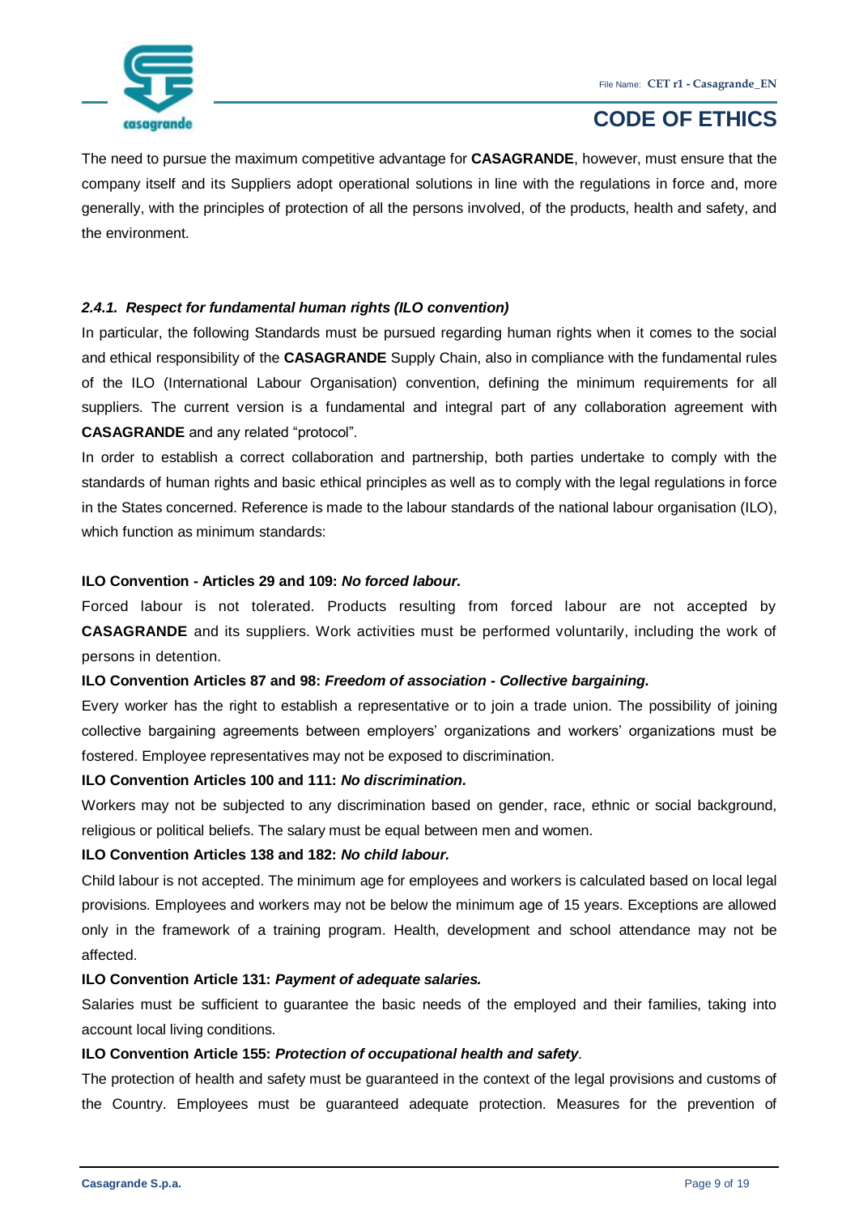The need to pursue the maximum competitive advantage for **CASAGRANDE**, however, must ensure that the company itself and its Suppliers adopt operational solutions in line with the regulations in force and, more generally, with the principles of protection of all the persons involved, of the products, health and safety, and the environment.

#### *2.4.1. Respect for fundamental human rights (ILO convention)*

In particular, the following Standards must be pursued regarding human rights when it comes to the social and ethical responsibility of the **CASAGRANDE** Supply Chain, also in compliance with the fundamental rules of the ILO (International Labour Organisation) convention, defining the minimum requirements for all suppliers. The current version is a fundamental and integral part of any collaboration agreement with **CASAGRANDE** and any related "protocol".

In order to establish a correct collaboration and partnership, both parties undertake to comply with the standards of human rights and basic ethical principles as well as to comply with the legal regulations in force in the States concerned. Reference is made to the labour standards of the national labour organisation (ILO), which function as minimum standards:

**ILO Convention - Articles 29 and 109:** ***No forced labour.***

Forced labour is not tolerated. Products resulting from forced labour are not accepted by **CASAGRANDE** and its suppliers. Work activities must be performed voluntarily, including the work of persons in detention.

**ILO Convention Articles 87 and 98:** ***Freedom of association - Collective bargaining.***

Every worker has the right to establish a representative or to join a trade union. The possibility of joining collective bargaining agreements between employers' organizations and workers' organizations must be fostered. Employee representatives may not be exposed to discrimination.

**ILO Convention Articles 100 and 111:** ***No discrimination.***

Workers may not be subjected to any discrimination based on gender, race, ethnic or social background, religious or political beliefs. The salary must be equal between men and women.

**ILO Convention Articles 138 and 182:** ***No child labour.***

Child labour is not accepted. The minimum age for employees and workers is calculated based on local legal provisions. Employees and workers may not be below the minimum age of 15 years. Exceptions are allowed only in the framework of a training program. Health, development and school attendance may not be affected.

**ILO Convention Article 131:** ***Payment of adequate salaries.***

Salaries must be sufficient to guarantee the basic needs of the employed and their families, taking into account local living conditions.

**ILO Convention Article 155:** ***Protection of occupational health and safety***.

The protection of health and safety must be guaranteed in the context of the legal provisions and customs of the Country. Employees must be guaranteed adequate protection. Measures for the prevention of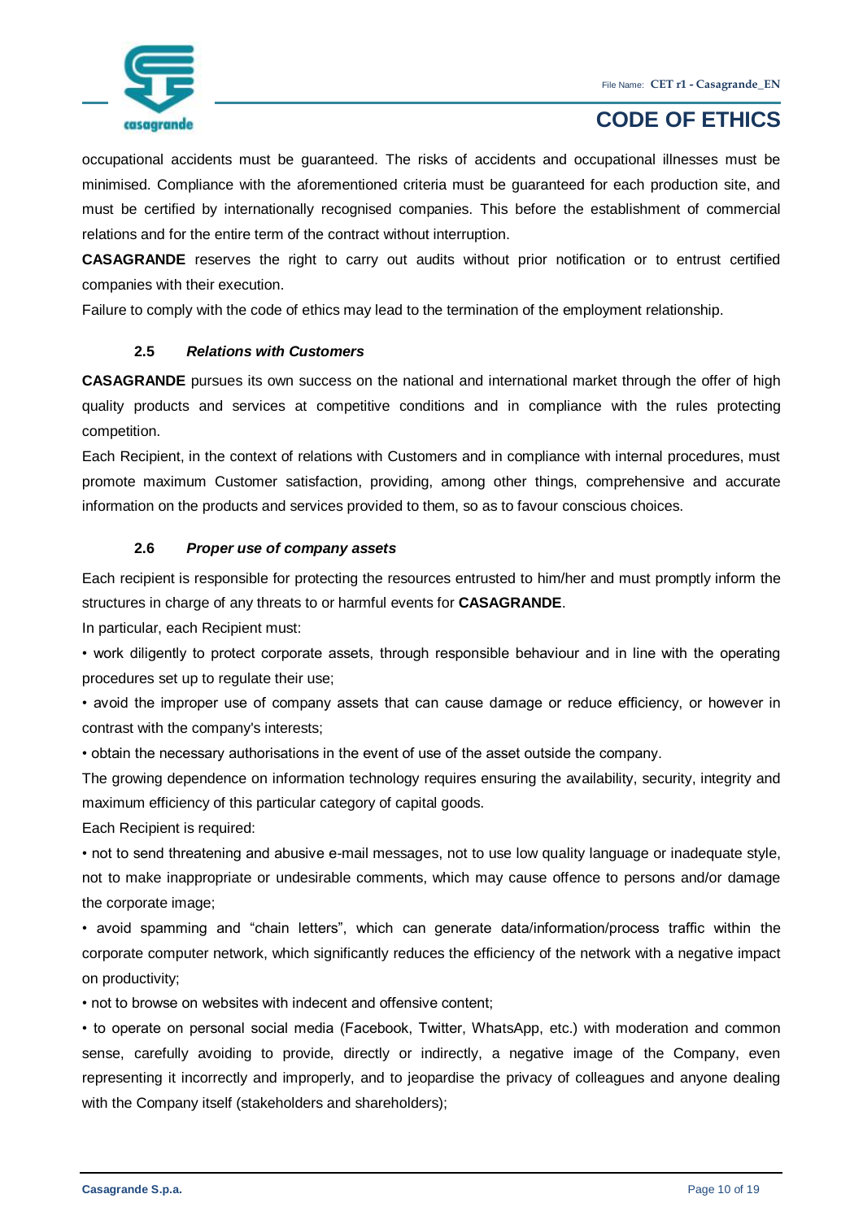occupational accidents must be guaranteed. The risks of accidents and occupational illnesses must be minimised. Compliance with the aforementioned criteria must be guaranteed for each production site, and must be certified by internationally recognised companies. This before the establishment of commercial relations and for the entire term of the contract without interruption.

**CASAGRANDE** reserves the right to carry out audits without prior notification or to entrust certified companies with their execution.

Failure to comply with the code of ethics may lead to the termination of the employment relationship.

### 2.5 *Relations with Customers*

**CASAGRANDE** pursues its own success on the national and international market through the offer of high quality products and services at competitive conditions and in compliance with the rules protecting competition.

Each Recipient, in the context of relations with Customers and in compliance with internal procedures, must promote maximum Customer satisfaction, providing, among other things, comprehensive and accurate information on the products and services provided to them, so as to favour conscious choices.

### 2.6 *Proper use of company assets*

Each recipient is responsible for protecting the resources entrusted to him/her and must promptly inform the structures in charge of any threats to or harmful events for **CASAGRANDE**.

In particular, each Recipient must:

• work diligently to protect corporate assets, through responsible behaviour and in line with the operating procedures set up to regulate their use;

• avoid the improper use of company assets that can cause damage or reduce efficiency, or however in contrast with the company's interests;

• obtain the necessary authorisations in the event of use of the asset outside the company.

The growing dependence on information technology requires ensuring the availability, security, integrity and maximum efficiency of this particular category of capital goods.

Each Recipient is required:

• not to send threatening and abusive e-mail messages, not to use low quality language or inadequate style, not to make inappropriate or undesirable comments, which may cause offence to persons and/or damage the corporate image;

• avoid spamming and "chain letters", which can generate data/information/process traffic within the corporate computer network, which significantly reduces the efficiency of the network with a negative impact on productivity;

• not to browse on websites with indecent and offensive content;

• to operate on personal social media (Facebook, Twitter, WhatsApp, etc.) with moderation and common sense, carefully avoiding to provide, directly or indirectly, a negative image of the Company, even representing it incorrectly and improperly, and to jeopardise the privacy of colleagues and anyone dealing with the Company itself (stakeholders and shareholders);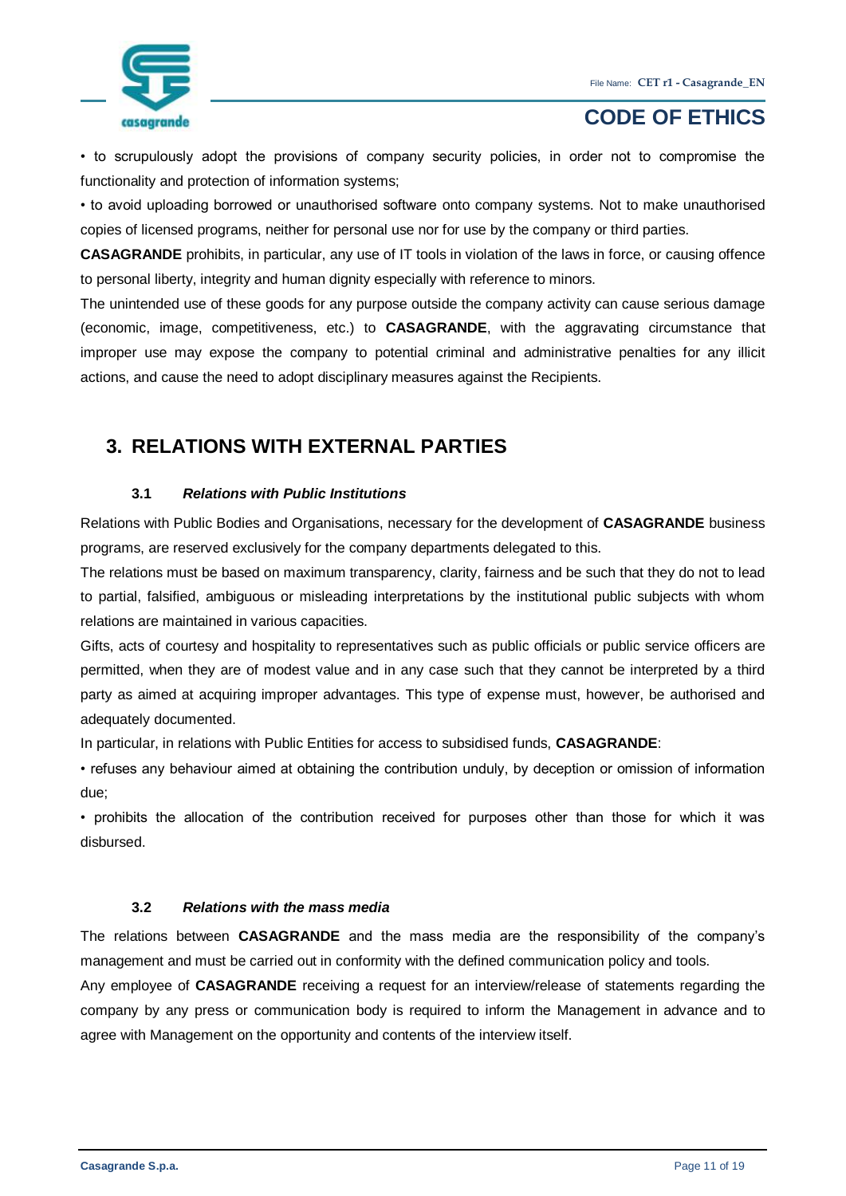• to scrupulously adopt the provisions of company security policies, in order not to compromise the functionality and protection of information systems;

• to avoid uploading borrowed or unauthorised software onto company systems. Not to make unauthorised copies of licensed programs, neither for personal use nor for use by the company or third parties.

**CASAGRANDE** prohibits, in particular, any use of IT tools in violation of the laws in force, or causing offence to personal liberty, integrity and human dignity especially with reference to minors.

The unintended use of these goods for any purpose outside the company activity can cause serious damage (economic, image, competitiveness, etc.) to **CASAGRANDE**, with the aggravating circumstance that improper use may expose the company to potential criminal and administrative penalties for any illicit actions, and cause the need to adopt disciplinary measures against the Recipients.

## 3. RELATIONS WITH EXTERNAL PARTIES

### 3.1 *Relations with Public Institutions*

Relations with Public Bodies and Organisations, necessary for the development of **CASAGRANDE** business programs, are reserved exclusively for the company departments delegated to this.

The relations must be based on maximum transparency, clarity, fairness and be such that they do not to lead to partial, falsified, ambiguous or misleading interpretations by the institutional public subjects with whom relations are maintained in various capacities.

Gifts, acts of courtesy and hospitality to representatives such as public officials or public service officers are permitted, when they are of modest value and in any case such that they cannot be interpreted by a third party as aimed at acquiring improper advantages. This type of expense must, however, be authorised and adequately documented.

In particular, in relations with Public Entities for access to subsidised funds, **CASAGRANDE**:

• refuses any behaviour aimed at obtaining the contribution unduly, by deception or omission of information due;

• prohibits the allocation of the contribution received for purposes other than those for which it was disbursed.

### 3.2 *Relations with the mass media*

The relations between **CASAGRANDE** and the mass media are the responsibility of the company's management and must be carried out in conformity with the defined communication policy and tools.

Any employee of **CASAGRANDE** receiving a request for an interview/release of statements regarding the company by any press or communication body is required to inform the Management in advance and to agree with Management on the opportunity and contents of the interview itself.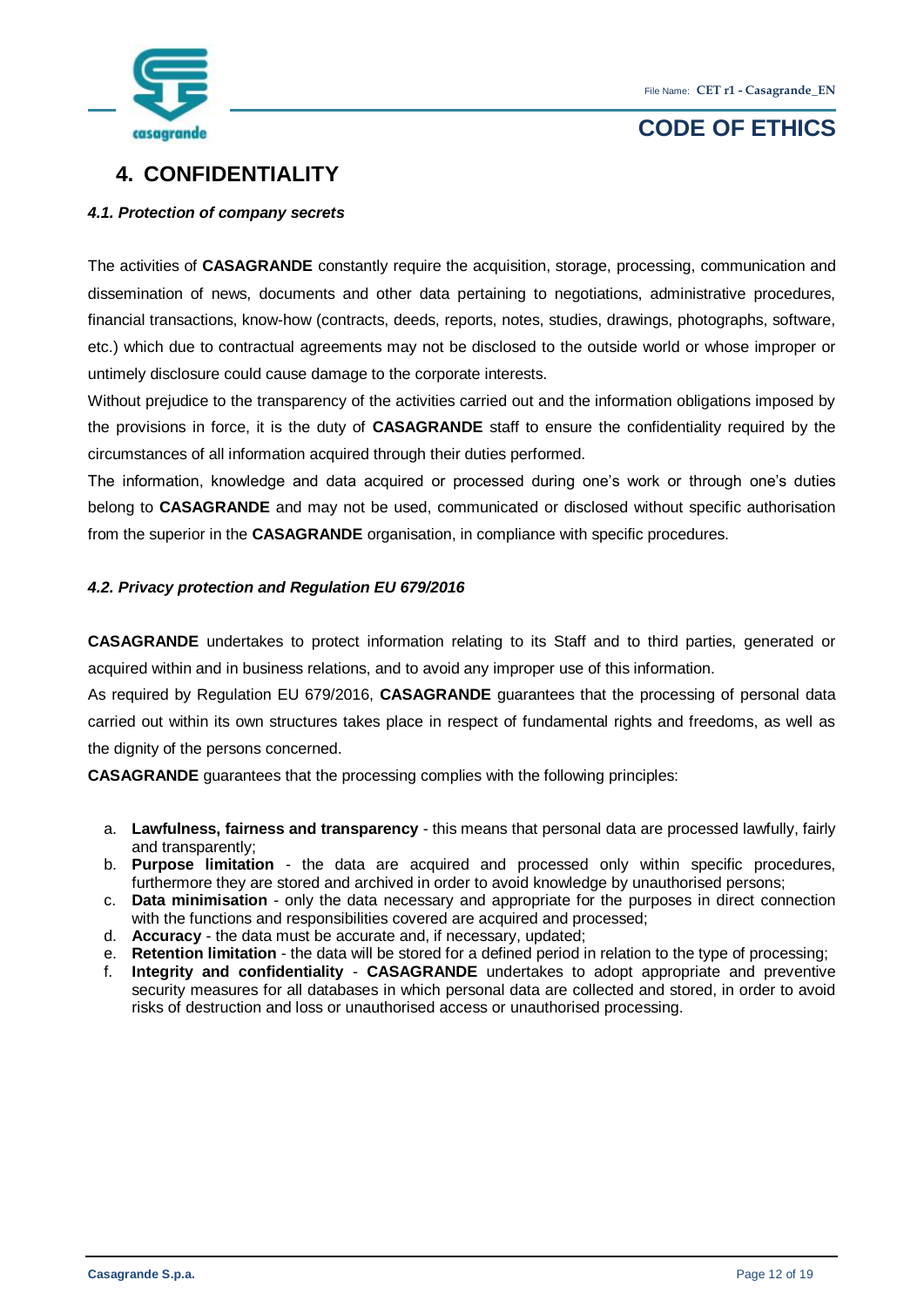## 4. CONFIDENTIALITY

### *4.1. Protection of company secrets*

The activities of **CASAGRANDE** constantly require the acquisition, storage, processing, communication and dissemination of news, documents and other data pertaining to negotiations, administrative procedures, financial transactions, know-how (contracts, deeds, reports, notes, studies, drawings, photographs, software, etc.) which due to contractual agreements may not be disclosed to the outside world or whose improper or untimely disclosure could cause damage to the corporate interests.

Without prejudice to the transparency of the activities carried out and the information obligations imposed by the provisions in force, it is the duty of **CASAGRANDE** staff to ensure the confidentiality required by the circumstances of all information acquired through their duties performed.

The information, knowledge and data acquired or processed during one's work or through one's duties belong to **CASAGRANDE** and may not be used, communicated or disclosed without specific authorisation from the superior in the **CASAGRANDE** organisation, in compliance with specific procedures.

### *4.2. Privacy protection and Regulation EU 679/2016*

**CASAGRANDE** undertakes to protect information relating to its Staff and to third parties, generated or acquired within and in business relations, and to avoid any improper use of this information.

As required by Regulation EU 679/2016, **CASAGRANDE** guarantees that the processing of personal data carried out within its own structures takes place in respect of fundamental rights and freedoms, as well as the dignity of the persons concerned.

**CASAGRANDE** guarantees that the processing complies with the following principles:

a. **Lawfulness, fairness and transparency** - this means that personal data are processed lawfully, fairly and transparently;
b. **Purpose limitation** - the data are acquired and processed only within specific procedures, furthermore they are stored and archived in order to avoid knowledge by unauthorised persons;
c. **Data minimisation** - only the data necessary and appropriate for the purposes in direct connection with the functions and responsibilities covered are acquired and processed;
d. **Accuracy** - the data must be accurate and, if necessary, updated;
e. **Retention limitation** - the data will be stored for a defined period in relation to the type of processing;
f. **Integrity and confidentiality** - **CASAGRANDE** undertakes to adopt appropriate and preventive security measures for all databases in which personal data are collected and stored, in order to avoid risks of destruction and loss or unauthorised access or unauthorised processing.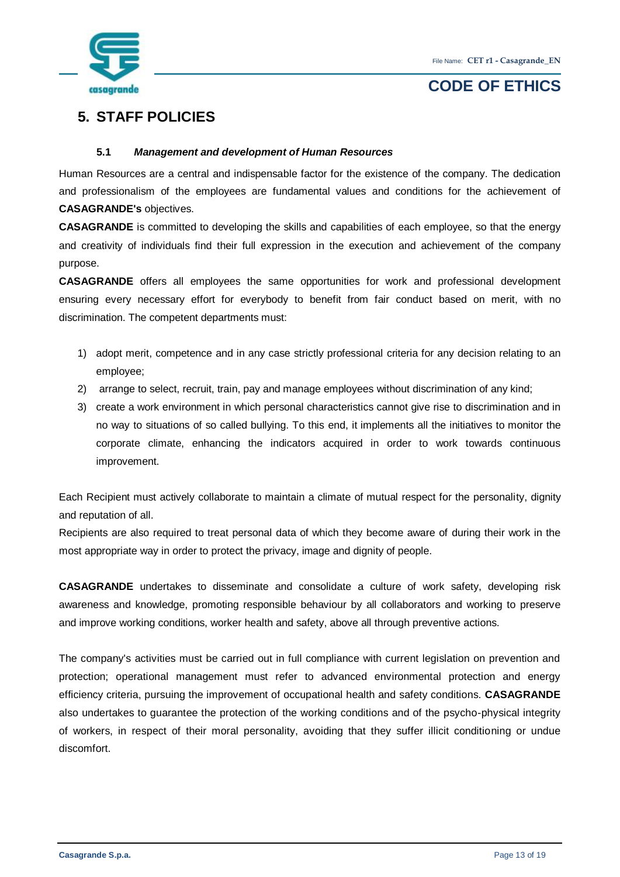# 5. STAFF POLICIES

### 5.1 *Management and development of Human Resources*

Human Resources are a central and indispensable factor for the existence of the company. The dedication and professionalism of the employees are fundamental values and conditions for the achievement of **CASAGRANDE's** objectives.

**CASAGRANDE** is committed to developing the skills and capabilities of each employee, so that the energy and creativity of individuals find their full expression in the execution and achievement of the company purpose.

**CASAGRANDE** offers all employees the same opportunities for work and professional development ensuring every necessary effort for everybody to benefit from fair conduct based on merit, with no discrimination. The competent departments must:

1) adopt merit, competence and in any case strictly professional criteria for any decision relating to an employee;
2) arrange to select, recruit, train, pay and manage employees without discrimination of any kind;
3) create a work environment in which personal characteristics cannot give rise to discrimination and in no way to situations of so called bullying. To this end, it implements all the initiatives to monitor the corporate climate, enhancing the indicators acquired in order to work towards continuous improvement.

Each Recipient must actively collaborate to maintain a climate of mutual respect for the personality, dignity and reputation of all.

Recipients are also required to treat personal data of which they become aware of during their work in the most appropriate way in order to protect the privacy, image and dignity of people.

**CASAGRANDE** undertakes to disseminate and consolidate a culture of work safety, developing risk awareness and knowledge, promoting responsible behaviour by all collaborators and working to preserve and improve working conditions, worker health and safety, above all through preventive actions.

The company's activities must be carried out in full compliance with current legislation on prevention and protection; operational management must refer to advanced environmental protection and energy efficiency criteria, pursuing the improvement of occupational health and safety conditions. **CASAGRANDE** also undertakes to guarantee the protection of the working conditions and of the psycho-physical integrity of workers, in respect of their moral personality, avoiding that they suffer illicit conditioning or undue discomfort.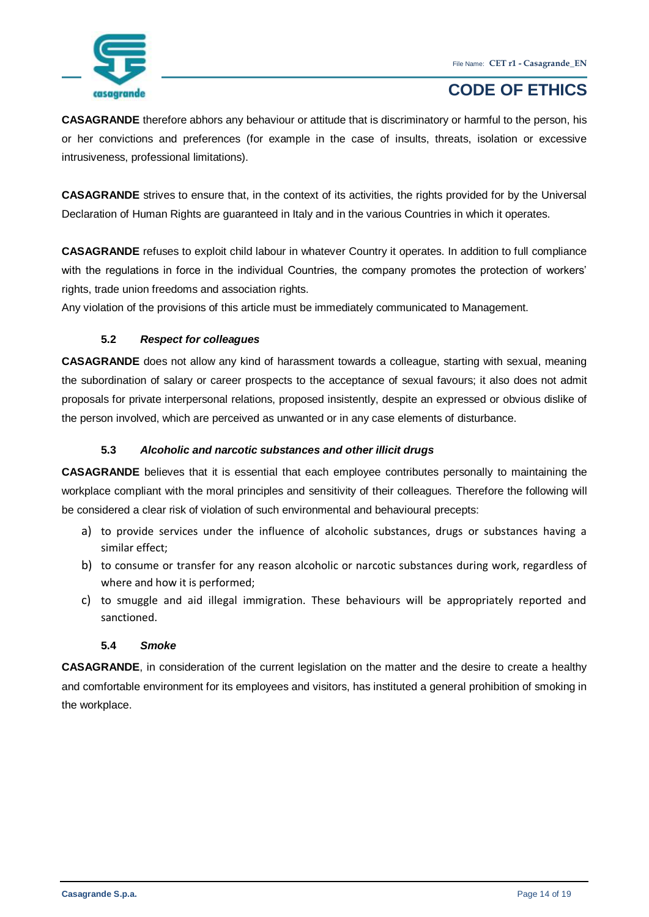**CASAGRANDE** therefore abhors any behaviour or attitude that is discriminatory or harmful to the person, his or her convictions and preferences (for example in the case of insults, threats, isolation or excessive intrusiveness, professional limitations).

**CASAGRANDE** strives to ensure that, in the context of its activities, the rights provided for by the Universal Declaration of Human Rights are guaranteed in Italy and in the various Countries in which it operates.

**CASAGRANDE** refuses to exploit child labour in whatever Country it operates. In addition to full compliance with the regulations in force in the individual Countries, the company promotes the protection of workers' rights, trade union freedoms and association rights.
Any violation of the provisions of this article must be immediately communicated to Management.

### 5.2 *Respect for colleagues*

**CASAGRANDE** does not allow any kind of harassment towards a colleague, starting with sexual, meaning the subordination of salary or career prospects to the acceptance of sexual favours; it also does not admit proposals for private interpersonal relations, proposed insistently, despite an expressed or obvious dislike of the person involved, which are perceived as unwanted or in any case elements of disturbance.

### 5.3 *Alcoholic and narcotic substances and other illicit drugs*

**CASAGRANDE** believes that it is essential that each employee contributes personally to maintaining the workplace compliant with the moral principles and sensitivity of their colleagues. Therefore the following will be considered a clear risk of violation of such environmental and behavioural precepts:

a) to provide services under the influence of alcoholic substances, drugs or substances having a similar effect;
b) to consume or transfer for any reason alcoholic or narcotic substances during work, regardless of where and how it is performed;
c) to smuggle and aid illegal immigration. These behaviours will be appropriately reported and sanctioned.

### 5.4 *Smoke*

**CASAGRANDE**, in consideration of the current legislation on the matter and the desire to create a healthy and comfortable environment for its employees and visitors, has instituted a general prohibition of smoking in the workplace.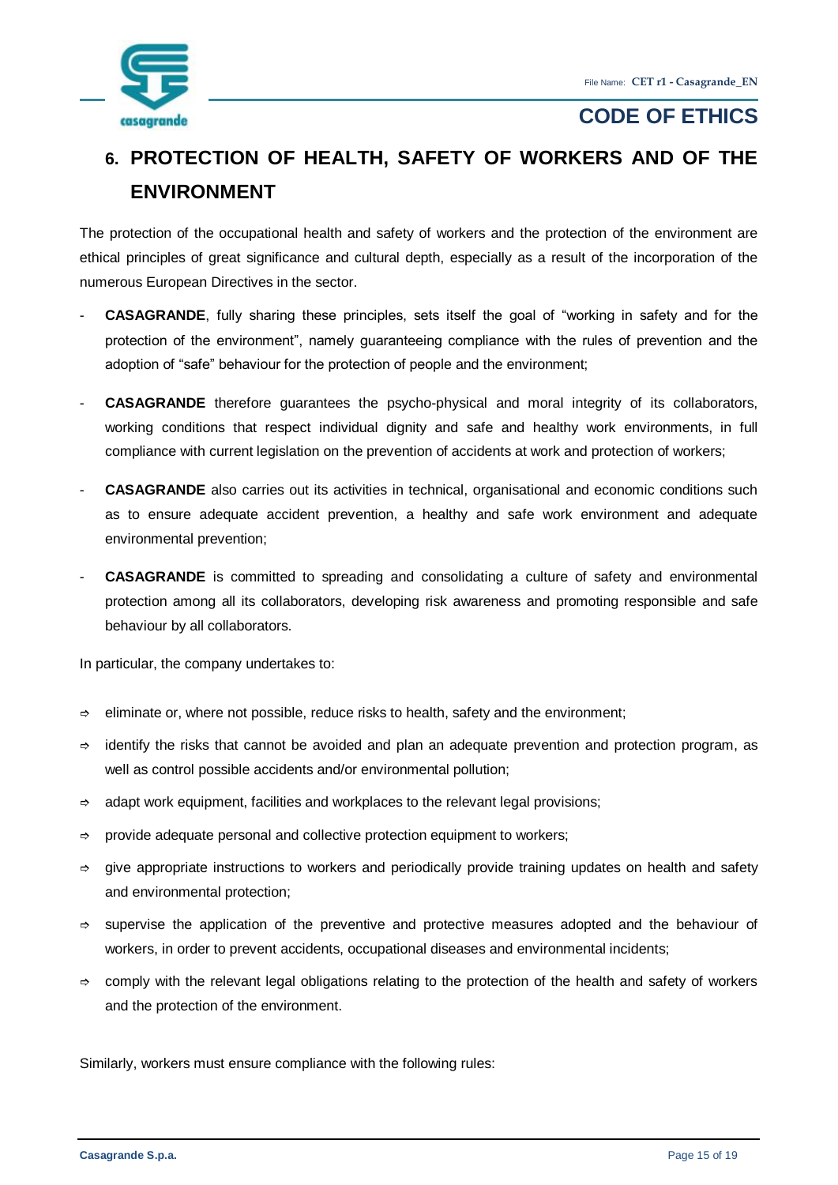## 6. PROTECTION OF HEALTH, SAFETY OF WORKERS AND OF THE ENVIRONMENT

The protection of the occupational health and safety of workers and the protection of the environment are ethical principles of great significance and cultural depth, especially as a result of the incorporation of the numerous European Directives in the sector.

- **CASAGRANDE**, fully sharing these principles, sets itself the goal of "working in safety and for the protection of the environment", namely guaranteeing compliance with the rules of prevention and the adoption of "safe" behaviour for the protection of people and the environment;
- **CASAGRANDE** therefore guarantees the psycho-physical and moral integrity of its collaborators, working conditions that respect individual dignity and safe and healthy work environments, in full compliance with current legislation on the prevention of accidents at work and protection of workers;
- **CASAGRANDE** also carries out its activities in technical, organisational and economic conditions such as to ensure adequate accident prevention, a healthy and safe work environment and adequate environmental prevention;
- **CASAGRANDE** is committed to spreading and consolidating a culture of safety and environmental protection among all its collaborators, developing risk awareness and promoting responsible and safe behaviour by all collaborators.

In particular, the company undertakes to:

- eliminate or, where not possible, reduce risks to health, safety and the environment;
- identify the risks that cannot be avoided and plan an adequate prevention and protection program, as well as control possible accidents and/or environmental pollution;
- adapt work equipment, facilities and workplaces to the relevant legal provisions;
- provide adequate personal and collective protection equipment to workers;
- give appropriate instructions to workers and periodically provide training updates on health and safety and environmental protection;
- supervise the application of the preventive and protective measures adopted and the behaviour of workers, in order to prevent accidents, occupational diseases and environmental incidents;
- comply with the relevant legal obligations relating to the protection of the health and safety of workers and the protection of the environment.

Similarly, workers must ensure compliance with the following rules: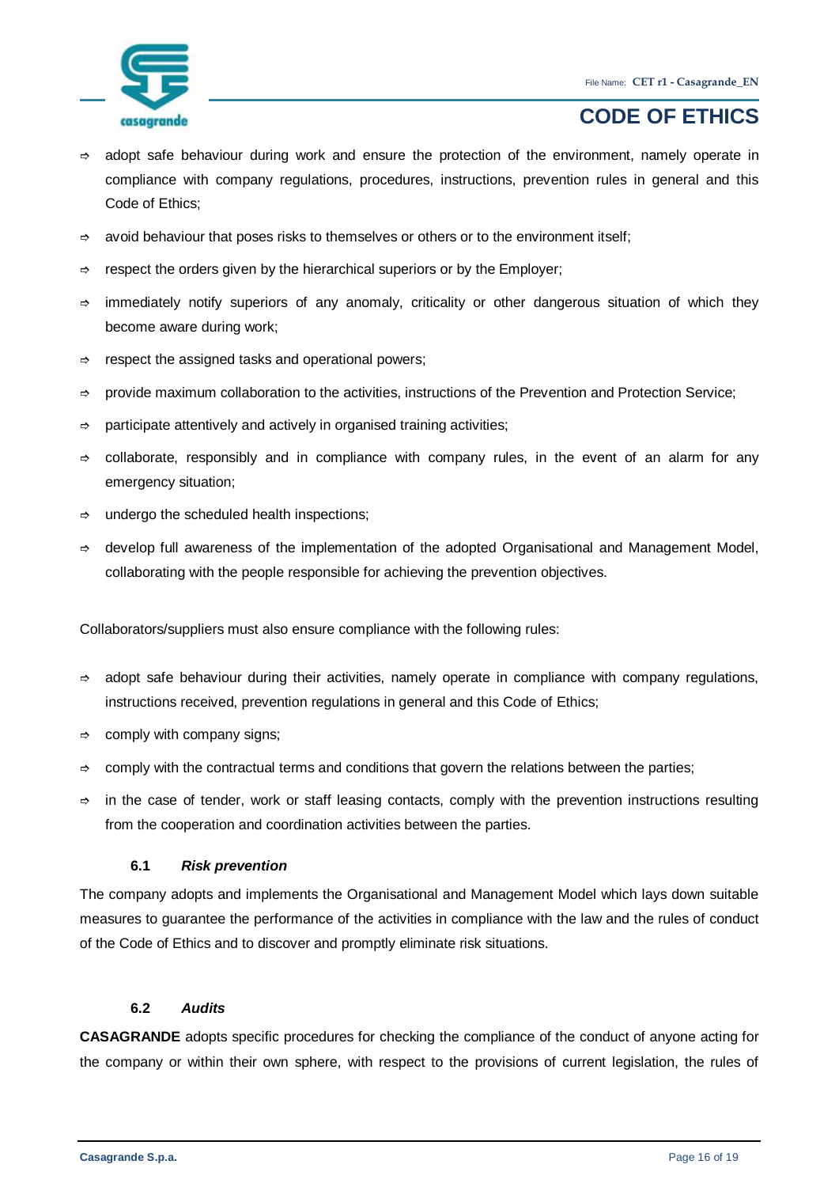- adopt safe behaviour during work and ensure the protection of the environment, namely operate in compliance with company regulations, procedures, instructions, prevention rules in general and this Code of Ethics;
- avoid behaviour that poses risks to themselves or others or to the environment itself;
- respect the orders given by the hierarchical superiors or by the Employer;
- immediately notify superiors of any anomaly, criticality or other dangerous situation of which they become aware during work;
- respect the assigned tasks and operational powers;
- provide maximum collaboration to the activities, instructions of the Prevention and Protection Service;
- participate attentively and actively in organised training activities;
- collaborate, responsibly and in compliance with company rules, in the event of an alarm for any emergency situation;
- undergo the scheduled health inspections;
- develop full awareness of the implementation of the adopted Organisational and Management Model, collaborating with the people responsible for achieving the prevention objectives.

Collaborators/suppliers must also ensure compliance with the following rules:

- adopt safe behaviour during their activities, namely operate in compliance with company regulations, instructions received, prevention regulations in general and this Code of Ethics;
- comply with company signs;
- comply with the contractual terms and conditions that govern the relations between the parties;
- in the case of tender, work or staff leasing contacts, comply with the prevention instructions resulting from the cooperation and coordination activities between the parties.

### 6.1 *Risk prevention*

The company adopts and implements the Organisational and Management Model which lays down suitable measures to guarantee the performance of the activities in compliance with the law and the rules of conduct of the Code of Ethics and to discover and promptly eliminate risk situations.

### 6.2 *Audits*

**CASAGRANDE** adopts specific procedures for checking the compliance of the conduct of anyone acting for the company or within their own sphere, with respect to the provisions of current legislation, the rules of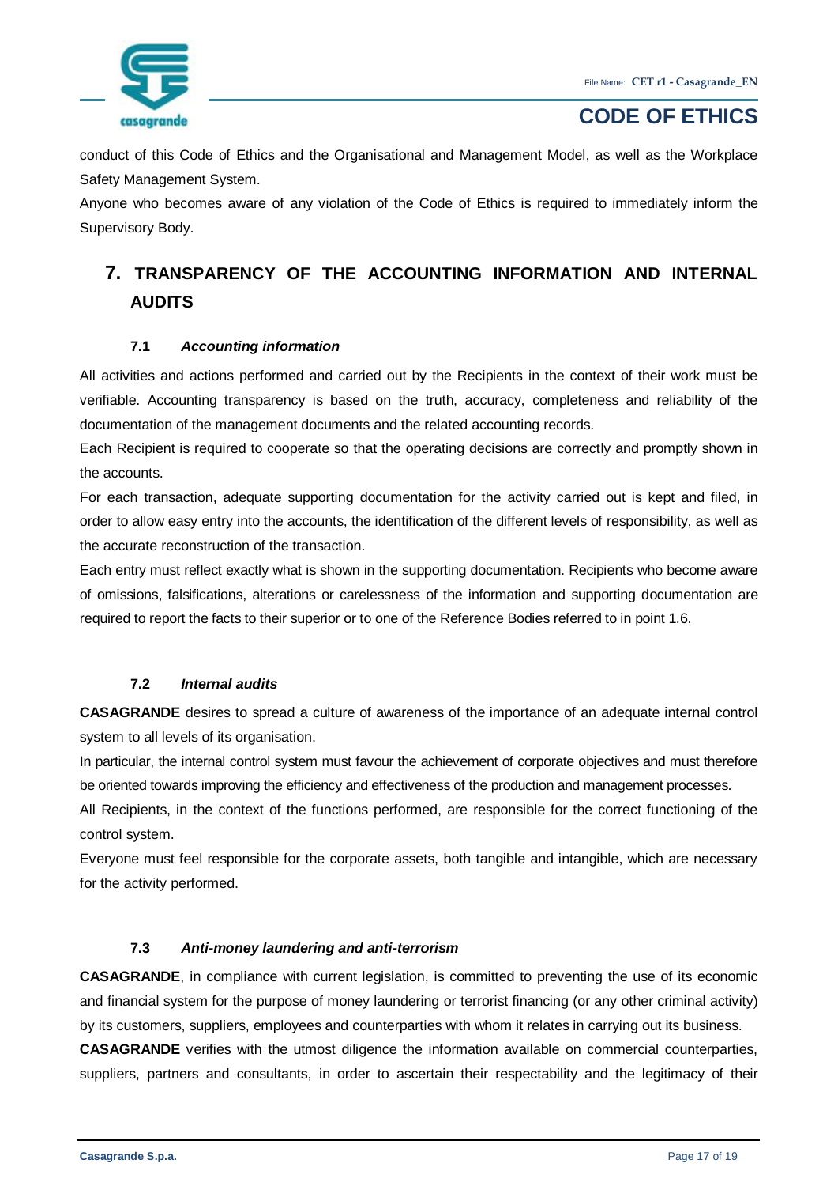conduct of this Code of Ethics and the Organisational and Management Model, as well as the Workplace Safety Management System.

Anyone who becomes aware of any violation of the Code of Ethics is required to immediately inform the Supervisory Body.

## 7. TRANSPARENCY OF THE ACCOUNTING INFORMATION AND INTERNAL AUDITS

### 7.1 *Accounting information*

All activities and actions performed and carried out by the Recipients in the context of their work must be verifiable. Accounting transparency is based on the truth, accuracy, completeness and reliability of the documentation of the management documents and the related accounting records.

Each Recipient is required to cooperate so that the operating decisions are correctly and promptly shown in the accounts.

For each transaction, adequate supporting documentation for the activity carried out is kept and filed, in order to allow easy entry into the accounts, the identification of the different levels of responsibility, as well as the accurate reconstruction of the transaction.

Each entry must reflect exactly what is shown in the supporting documentation. Recipients who become aware of omissions, falsifications, alterations or carelessness of the information and supporting documentation are required to report the facts to their superior or to one of the Reference Bodies referred to in point 1.6.

### 7.2 *Internal audits*

**CASAGRANDE** desires to spread a culture of awareness of the importance of an adequate internal control system to all levels of its organisation.

In particular, the internal control system must favour the achievement of corporate objectives and must therefore be oriented towards improving the efficiency and effectiveness of the production and management processes.

All Recipients, in the context of the functions performed, are responsible for the correct functioning of the control system.

Everyone must feel responsible for the corporate assets, both tangible and intangible, which are necessary for the activity performed.

### 7.3 *Anti-money laundering and anti-terrorism*

**CASAGRANDE**, in compliance with current legislation, is committed to preventing the use of its economic and financial system for the purpose of money laundering or terrorist financing (or any other criminal activity) by its customers, suppliers, employees and counterparties with whom it relates in carrying out its business.

**CASAGRANDE** verifies with the utmost diligence the information available on commercial counterparties, suppliers, partners and consultants, in order to ascertain their respectability and the legitimacy of their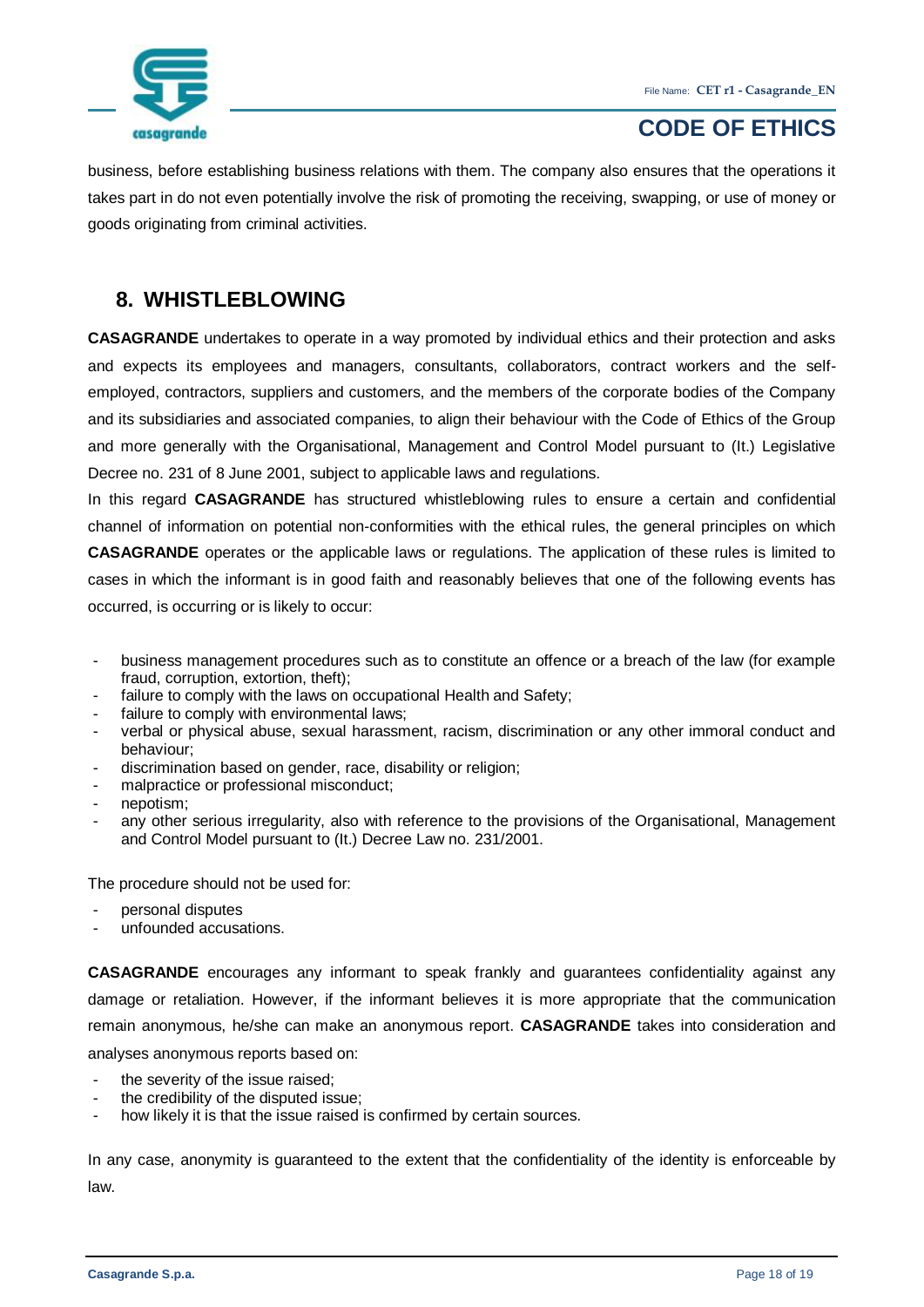business, before establishing business relations with them. The company also ensures that the operations it takes part in do not even potentially involve the risk of promoting the receiving, swapping, or use of money or goods originating from criminal activities.

## 8. WHISTLEBLOWING

**CASAGRANDE** undertakes to operate in a way promoted by individual ethics and their protection and asks and expects its employees and managers, consultants, collaborators, contract workers and the self-employed, contractors, suppliers and customers, and the members of the corporate bodies of the Company and its subsidiaries and associated companies, to align their behaviour with the Code of Ethics of the Group and more generally with the Organisational, Management and Control Model pursuant to (It.) Legislative Decree no. 231 of 8 June 2001, subject to applicable laws and regulations.

In this regard **CASAGRANDE** has structured whistleblowing rules to ensure a certain and confidential channel of information on potential non-conformities with the ethical rules, the general principles on which **CASAGRANDE** operates or the applicable laws or regulations. The application of these rules is limited to cases in which the informant is in good faith and reasonably believes that one of the following events has occurred, is occurring or is likely to occur:

- business management procedures such as to constitute an offence or a breach of the law (for example fraud, corruption, extortion, theft);
- failure to comply with the laws on occupational Health and Safety;
- failure to comply with environmental laws;
- verbal or physical abuse, sexual harassment, racism, discrimination or any other immoral conduct and behaviour;
- discrimination based on gender, race, disability or religion;
- malpractice or professional misconduct;
- nepotism;
- any other serious irregularity, also with reference to the provisions of the Organisational, Management and Control Model pursuant to (It.) Decree Law no. 231/2001.

The procedure should not be used for:

- personal disputes
- unfounded accusations.

**CASAGRANDE** encourages any informant to speak frankly and guarantees confidentiality against any damage or retaliation. However, if the informant believes it is more appropriate that the communication remain anonymous, he/she can make an anonymous report. **CASAGRANDE** takes into consideration and analyses anonymous reports based on:

- the severity of the issue raised;
- the credibility of the disputed issue;
- how likely it is that the issue raised is confirmed by certain sources.

In any case, anonymity is guaranteed to the extent that the confidentiality of the identity is enforceable by law.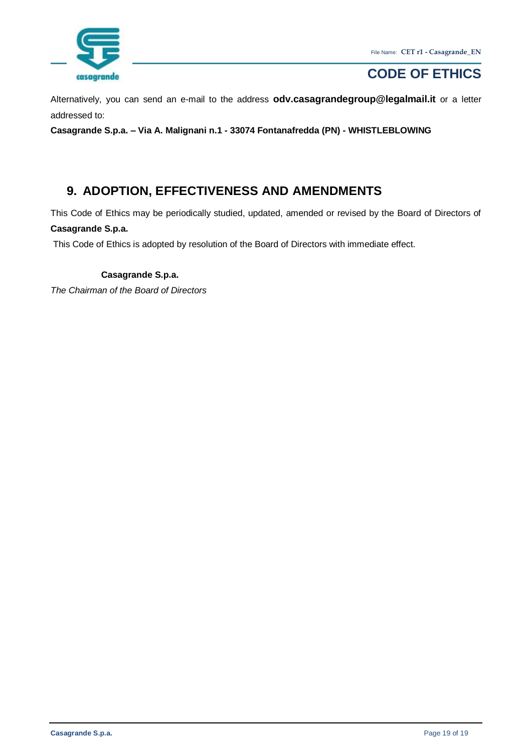Alternatively, you can send an e-mail to the address **odv.casagrandegroup@legalmail.it** or a letter addressed to:

**Casagrande S.p.a. – Via A. Malignani n.1 - 33074 Fontanafredda (PN) - WHISTLEBLOWING**

## 9. ADOPTION, EFFECTIVENESS AND AMENDMENTS

This Code of Ethics may be periodically studied, updated, amended or revised by the Board of Directors of **Casagrande S.p.a.**

This Code of Ethics is adopted by resolution of the Board of Directors with immediate effect.

**Casagrande S.p.a.**

*The Chairman of the Board of Directors*